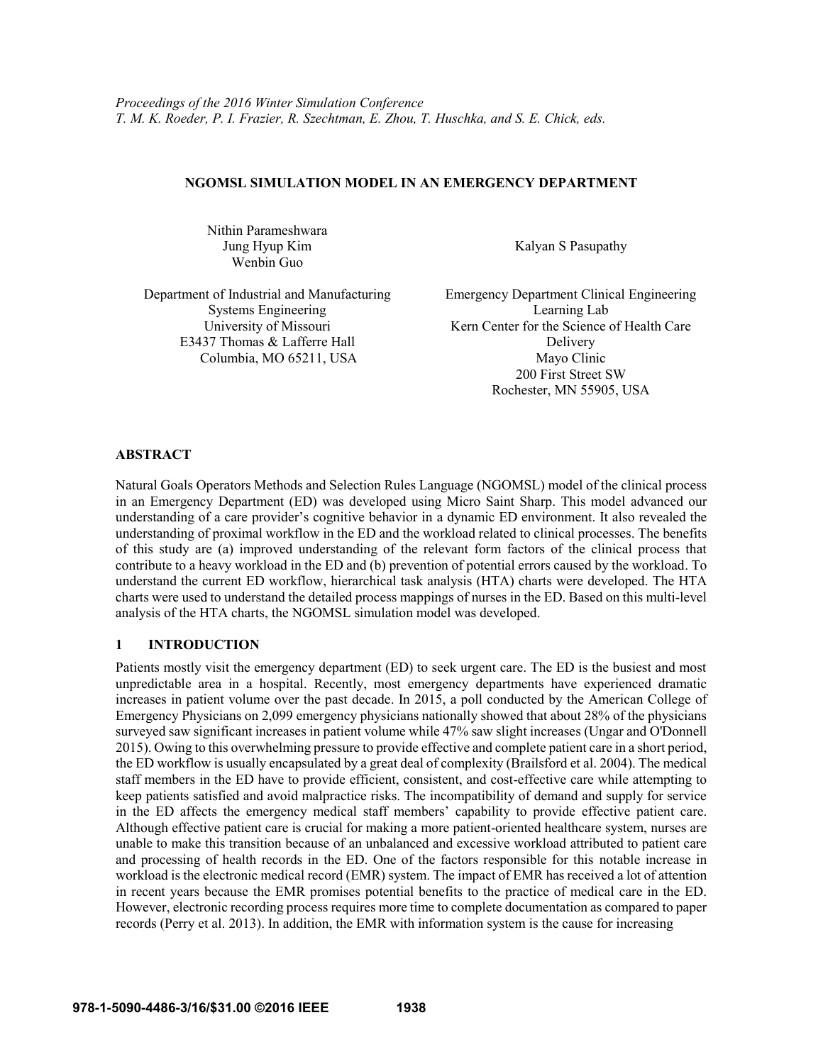*Proceedings of the 2016 Winter Simulation Conference*
*T. M. K. Roeder, P. I. Frazier, R. Szechtman, E. Zhou, T. Huschka, and S. E. Chick, eds.*

# NGOMSL SIMULATION MODEL IN AN EMERGENCY DEPARTMENT

Nithin Parameshwara
Jung Hyup Kim
Wenbin Guo

Department of Industrial and Manufacturing Systems Engineering
University of Missouri
E3437 Thomas & Lafferre Hall
Columbia, MO 65211, USA

Kalyan S Pasupathy

Emergency Department Clinical Engineering Learning Lab
Kern Center for the Science of Health Care Delivery
Mayo Clinic
200 First Street SW
Rochester, MN 55905, USA

## ABSTRACT

Natural Goals Operators Methods and Selection Rules Language (NGOMSL) model of the clinical process in an Emergency Department (ED) was developed using Micro Saint Sharp. This model advanced our understanding of a care provider's cognitive behavior in a dynamic ED environment. It also revealed the understanding of proximal workflow in the ED and the workload related to clinical processes. The benefits of this study are (a) improved understanding of the relevant form factors of the clinical process that contribute to a heavy workload in the ED and (b) prevention of potential errors caused by the workload. To understand the current ED workflow, hierarchical task analysis (HTA) charts were developed. The HTA charts were used to understand the detailed process mappings of nurses in the ED. Based on this multi-level analysis of the HTA charts, the NGOMSL simulation model was developed.

## 1 INTRODUCTION

Patients mostly visit the emergency department (ED) to seek urgent care. The ED is the busiest and most unpredictable area in a hospital. Recently, most emergency departments have experienced dramatic increases in patient volume over the past decade. In 2015, a poll conducted by the American College of Emergency Physicians on 2,099 emergency physicians nationally showed that about 28% of the physicians surveyed saw significant increases in patient volume while 47% saw slight increases (Ungar and O'Donnell 2015). Owing to this overwhelming pressure to provide effective and complete patient care in a short period, the ED workflow is usually encapsulated by a great deal of complexity (Brailsford et al. 2004). The medical staff members in the ED have to provide efficient, consistent, and cost-effective care while attempting to keep patients satisfied and avoid malpractice risks. The incompatibility of demand and supply for service in the ED affects the emergency medical staff members' capability to provide effective patient care. Although effective patient care is crucial for making a more patient-oriented healthcare system, nurses are unable to make this transition because of an unbalanced and excessive workload attributed to patient care and processing of health records in the ED. One of the factors responsible for this notable increase in workload is the electronic medical record (EMR) system. The impact of EMR has received a lot of attention in recent years because the EMR promises potential benefits to the practice of medical care in the ED. However, electronic recording process requires more time to complete documentation as compared to paper records (Perry et al. 2013). In addition, the EMR with information system is the cause for increasing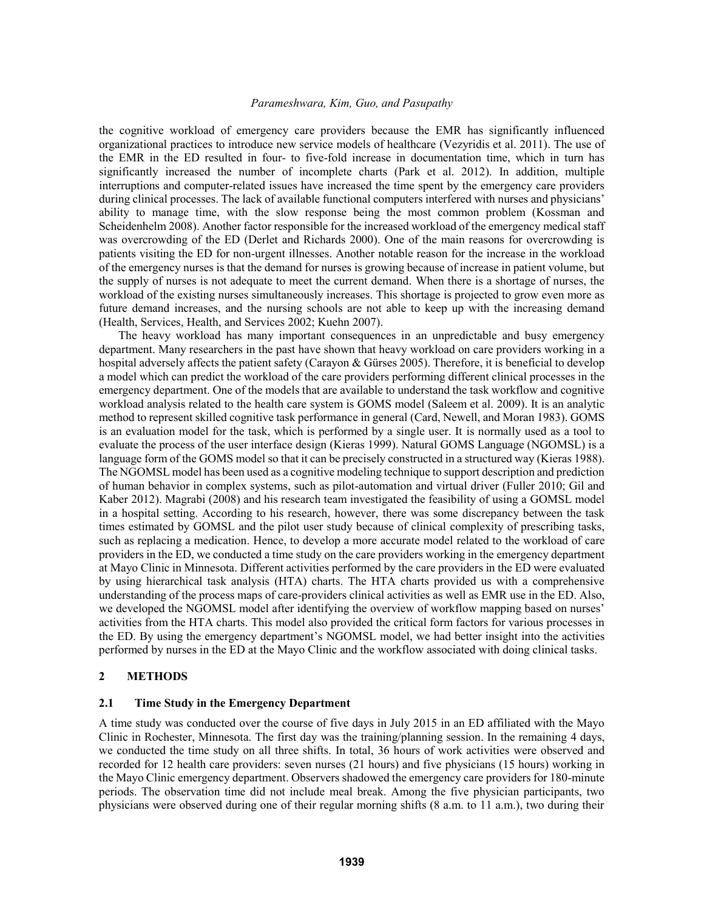the cognitive workload of emergency care providers because the EMR has significantly influenced organizational practices to introduce new service models of healthcare (Vezyridis et al. 2011). The use of the EMR in the ED resulted in four- to five-fold increase in documentation time, which in turn has significantly increased the number of incomplete charts (Park et al. 2012). In addition, multiple interruptions and computer-related issues have increased the time spent by the emergency care providers during clinical processes. The lack of available functional computers interfered with nurses and physicians' ability to manage time, with the slow response being the most common problem (Kossman and Scheidenhelm 2008). Another factor responsible for the increased workload of the emergency medical staff was overcrowding of the ED (Derlet and Richards 2000). One of the main reasons for overcrowding is patients visiting the ED for non-urgent illnesses. Another notable reason for the increase in the workload of the emergency nurses is that the demand for nurses is growing because of increase in patient volume, but the supply of nurses is not adequate to meet the current demand. When there is a shortage of nurses, the workload of the existing nurses simultaneously increases. This shortage is projected to grow even more as future demand increases, and the nursing schools are not able to keep up with the increasing demand (Health, Services, Health, and Services 2002; Kuehn 2007).

The heavy workload has many important consequences in an unpredictable and busy emergency department. Many researchers in the past have shown that heavy workload on care providers working in a hospital adversely affects the patient safety (Carayon & Gürses 2005). Therefore, it is beneficial to develop a model which can predict the workload of the care providers performing different clinical processes in the emergency department. One of the models that are available to understand the task workflow and cognitive workload analysis related to the health care system is GOMS model (Saleem et al. 2009). It is an analytic method to represent skilled cognitive task performance in general (Card, Newell, and Moran 1983). GOMS is an evaluation model for the task, which is performed by a single user. It is normally used as a tool to evaluate the process of the user interface design (Kieras 1999). Natural GOMS Language (NGOMSL) is a language form of the GOMS model so that it can be precisely constructed in a structured way (Kieras 1988). The NGOMSL model has been used as a cognitive modeling technique to support description and prediction of human behavior in complex systems, such as pilot-automation and virtual driver (Fuller 2010; Gil and Kaber 2012). Magrabi (2008) and his research team investigated the feasibility of using a GOMSL model in a hospital setting. According to his research, however, there was some discrepancy between the task times estimated by GOMSL and the pilot user study because of clinical complexity of prescribing tasks, such as replacing a medication. Hence, to develop a more accurate model related to the workload of care providers in the ED, we conducted a time study on the care providers working in the emergency department at Mayo Clinic in Minnesota. Different activities performed by the care providers in the ED were evaluated by using hierarchical task analysis (HTA) charts. The HTA charts provided us with a comprehensive understanding of the process maps of care-providers clinical activities as well as EMR use in the ED. Also, we developed the NGOMSL model after identifying the overview of workflow mapping based on nurses' activities from the HTA charts. This model also provided the critical form factors for various processes in the ED. By using the emergency department's NGOMSL model, we had better insight into the activities performed by nurses in the ED at the Mayo Clinic and the workflow associated with doing clinical tasks.

## 2 METHODS

### 2.1 Time Study in the Emergency Department

A time study was conducted over the course of five days in July 2015 in an ED affiliated with the Mayo Clinic in Rochester, Minnesota. The first day was the training/planning session. In the remaining 4 days, we conducted the time study on all three shifts. In total, 36 hours of work activities were observed and recorded for 12 health care providers: seven nurses (21 hours) and five physicians (15 hours) working in the Mayo Clinic emergency department. Observers shadowed the emergency care providers for 180-minute periods. The observation time did not include meal break. Among the five physician participants, two physicians were observed during one of their regular morning shifts (8 a.m. to 11 a.m.), two during their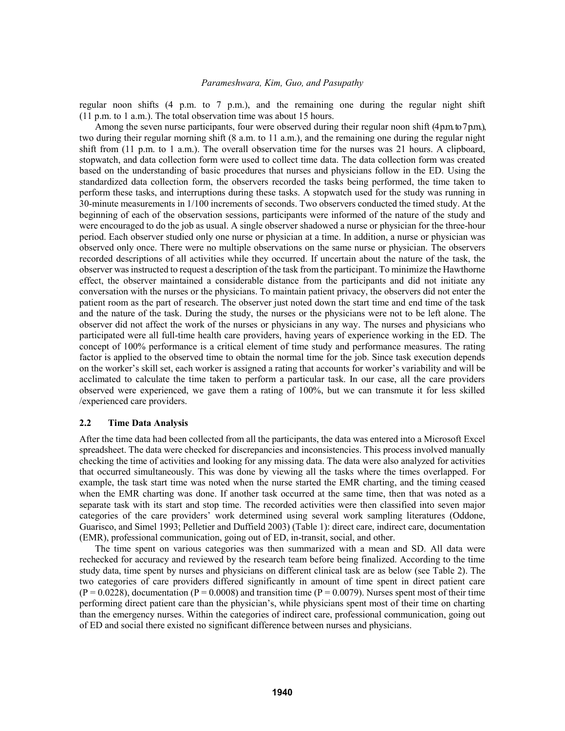regular noon shifts (4 p.m. to 7 p.m.), and the remaining one during the regular night shift (11 p.m. to 1 a.m.). The total observation time was about 15 hours.

Among the seven nurse participants, four were observed during their regular noon shift (4 p.m. to 7 p.m.), two during their regular morning shift (8 a.m. to 11 a.m.), and the remaining one during the regular night shift from (11 p.m. to 1 a.m.). The overall observation time for the nurses was 21 hours. A clipboard, stopwatch, and data collection form were used to collect time data. The data collection form was created based on the understanding of basic procedures that nurses and physicians follow in the ED. Using the standardized data collection form, the observers recorded the tasks being performed, the time taken to perform these tasks, and interruptions during these tasks. A stopwatch used for the study was running in 30-minute measurements in 1/100 increments of seconds. Two observers conducted the timed study. At the beginning of each of the observation sessions, participants were informed of the nature of the study and were encouraged to do the job as usual. A single observer shadowed a nurse or physician for the three-hour period. Each observer studied only one nurse or physician at a time. In addition, a nurse or physician was observed only once. There were no multiple observations on the same nurse or physician. The observers recorded descriptions of all activities while they occurred. If uncertain about the nature of the task, the observer was instructed to request a description of the task from the participant. To minimize the Hawthorne effect, the observer maintained a considerable distance from the participants and did not initiate any conversation with the nurses or the physicians. To maintain patient privacy, the observers did not enter the patient room as the part of research. The observer just noted down the start time and end time of the task and the nature of the task. During the study, the nurses or the physicians were not to be left alone. The observer did not affect the work of the nurses or physicians in any way. The nurses and physicians who participated were all full-time health care providers, having years of experience working in the ED. The concept of 100% performance is a critical element of time study and performance measures. The rating factor is applied to the observed time to obtain the normal time for the job. Since task execution depends on the worker's skill set, each worker is assigned a rating that accounts for worker's variability and will be acclimated to calculate the time taken to perform a particular task. In our case, all the care providers observed were experienced, we gave them a rating of 100%, but we can transmute it for less skilled /experienced care providers.

### 2.2 Time Data Analysis

After the time data had been collected from all the participants, the data was entered into a Microsoft Excel spreadsheet. The data were checked for discrepancies and inconsistencies. This process involved manually checking the time of activities and looking for any missing data. The data were also analyzed for activities that occurred simultaneously. This was done by viewing all the tasks where the times overlapped. For example, the task start time was noted when the nurse started the EMR charting, and the timing ceased when the EMR charting was done. If another task occurred at the same time, then that was noted as a separate task with its start and stop time. The recorded activities were then classified into seven major categories of the care providers' work determined using several work sampling literatures (Oddone, Guarisco, and Simel 1993; Pelletier and Duffield 2003) (Table 1): direct care, indirect care, documentation (EMR), professional communication, going out of ED, in-transit, social, and other.

The time spent on various categories was then summarized with a mean and SD. All data were rechecked for accuracy and reviewed by the research team before being finalized. According to the time study data, time spent by nurses and physicians on different clinical task are as below (see Table 2). The two categories of care providers differed significantly in amount of time spent in direct patient care ($P = 0.0228$), documentation ($P = 0.0008$) and transition time ($P = 0.0079$). Nurses spent most of their time performing direct patient care than the physician's, while physicians spent most of their time on charting than the emergency nurses. Within the categories of indirect care, professional communication, going out of ED and social there existed no significant difference between nurses and physicians.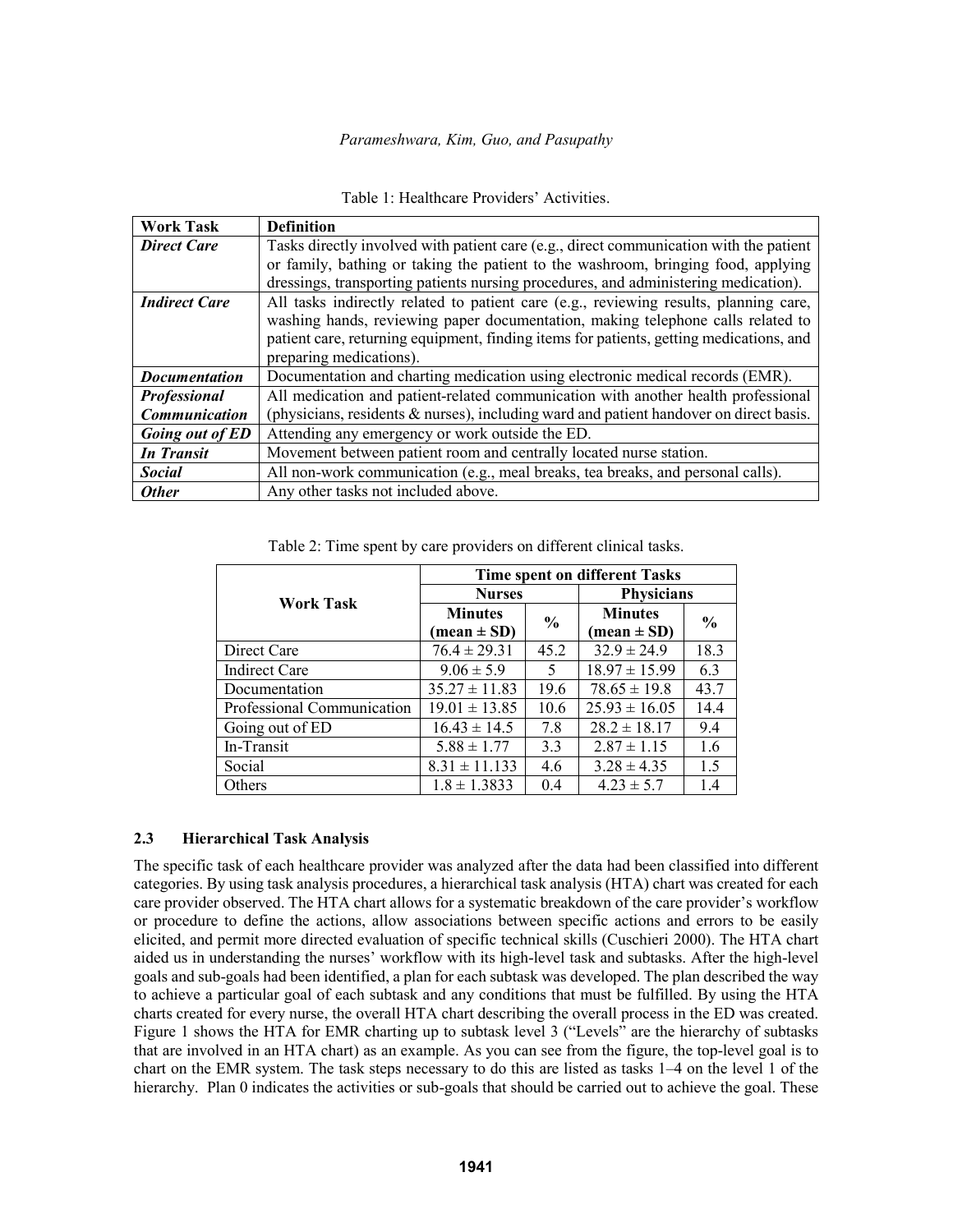Table 1: Healthcare Providers' Activities.

| **Work Task** | **Definition** |
| --- | --- |
| ***Direct Care*** | Tasks directly involved with patient care (e.g., direct communication with the patient or family, bathing or taking the patient to the washroom, bringing food, applying dressings, transporting patients nursing procedures, and administering medication). |
| ***Indirect Care*** | All tasks indirectly related to patient care (e.g., reviewing results, planning care, washing hands, reviewing paper documentation, making telephone calls related to patient care, returning equipment, finding items for patients, getting medications, and preparing medications). |
| ***Documentation*** | Documentation and charting medication using electronic medical records (EMR). |
| ***Professional Communication*** | All medication and patient-related communication with another health professional (physicians, residents & nurses), including ward and patient handover on direct basis. |
| ***Going out of ED*** | Attending any emergency or work outside the ED. |
| ***In Transit*** | Movement between patient room and centrally located nurse station. |
| ***Social*** | All non-work communication (e.g., meal breaks, tea breaks, and personal calls). |
| ***Other*** | Any other tasks not included above. |

Table 2: Time spent by care providers on different clinical tasks.

| **Work Task** | **Time spent on different Tasks** | | | |
| --- | --- | --- | --- | --- |
| | **Nurses** | | **Physicians** | |
| | **Minutes (mean ± SD)** | **%** | **Minutes (mean ± SD)** | **%** |
| Direct Care | 76.4 ± 29.31 | 45.2 | 32.9 ± 24.9 | 18.3 |
| Indirect Care | 9.06 ± 5.9 | 5 | 18.97 ± 15.99 | 6.3 |
| Documentation | 35.27 ± 11.83 | 19.6 | 78.65 ± 19.8 | 43.7 |
| Professional Communication | 19.01 ± 13.85 | 10.6 | 25.93 ± 16.05 | 14.4 |
| Going out of ED | 16.43 ± 14.5 | 7.8 | 28.2 ± 18.17 | 9.4 |
| In-Transit | 5.88 ± 1.77 | 3.3 | 2.87 ± 1.15 | 1.6 |
| Social | 8.31 ± 11.133 | 4.6 | 3.28 ± 4.35 | 1.5 |
| Others | 1.8 ± 1.3833 | 0.4 | 4.23 ± 5.7 | 1.4 |

### 2.3 Hierarchical Task Analysis

The specific task of each healthcare provider was analyzed after the data had been classified into different categories. By using task analysis procedures, a hierarchical task analysis (HTA) chart was created for each care provider observed. The HTA chart allows for a systematic breakdown of the care provider's workflow or procedure to define the actions, allow associations between specific actions and errors to be easily elicited, and permit more directed evaluation of specific technical skills (Cuschieri 2000). The HTA chart aided us in understanding the nurses' workflow with its high-level task and subtasks. After the high-level goals and sub-goals had been identified, a plan for each subtask was developed. The plan described the way to achieve a particular goal of each subtask and any conditions that must be fulfilled. By using the HTA charts created for every nurse, the overall HTA chart describing the overall process in the ED was created. Figure 1 shows the HTA for EMR charting up to subtask level 3 ("Levels" are the hierarchy of subtasks that are involved in an HTA chart) as an example. As you can see from the figure, the top-level goal is to chart on the EMR system. The task steps necessary to do this are listed as tasks 1–4 on the level 1 of the hierarchy. Plan 0 indicates the activities or sub-goals that should be carried out to achieve the goal. These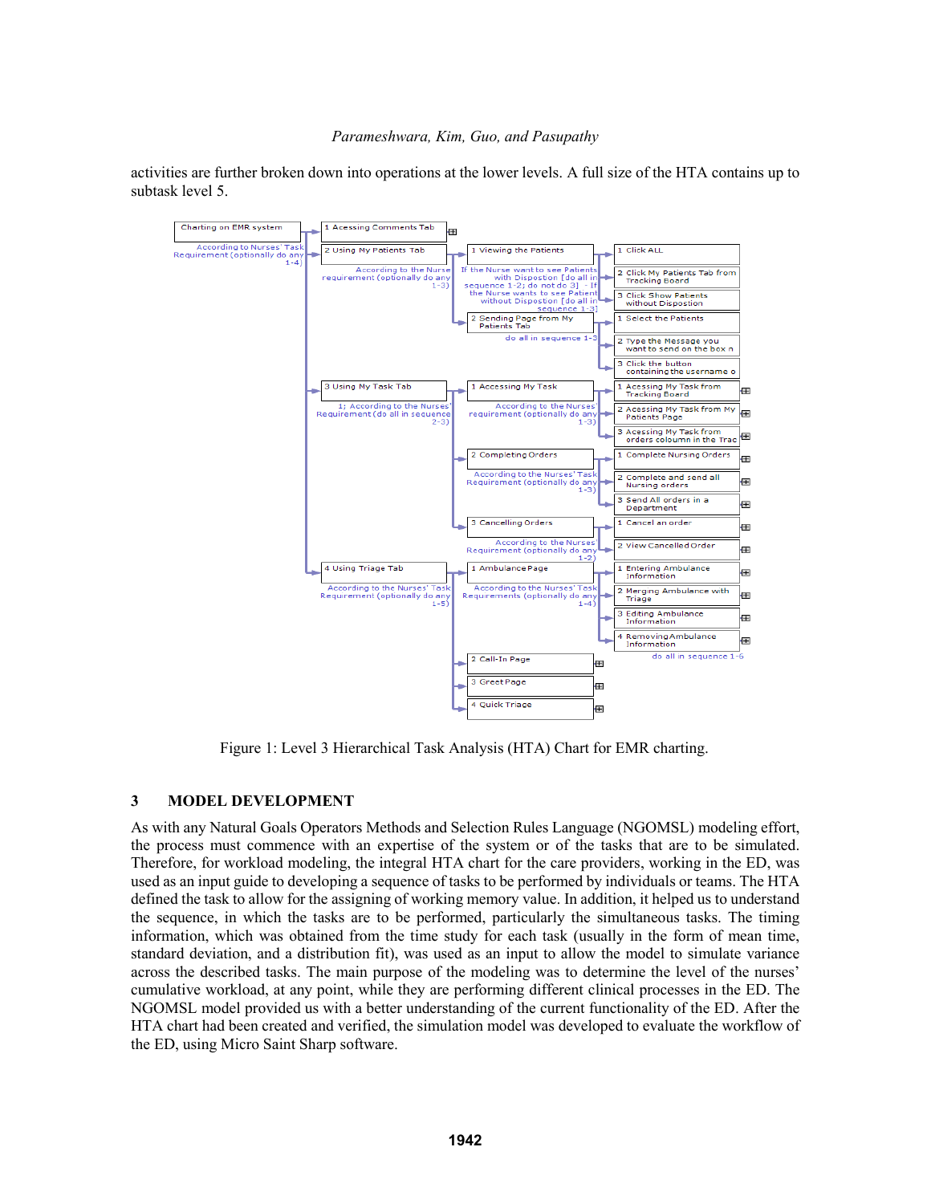activities are further broken down into operations at the lower levels. A full size of the HTA contains up to subtask level 5.

Figure 1: Level 3 Hierarchical Task Analysis (HTA) Chart for EMR charting.

## 3 MODEL DEVELOPMENT

As with any Natural Goals Operators Methods and Selection Rules Language (NGOMSL) modeling effort, the process must commence with an expertise of the system or of the tasks that are to be simulated. Therefore, for workload modeling, the integral HTA chart for the care providers, working in the ED, was used as an input guide to developing a sequence of tasks to be performed by individuals or teams. The HTA defined the task to allow for the assigning of working memory value. In addition, it helped us to understand the sequence, in which the tasks are to be performed, particularly the simultaneous tasks. The timing information, which was obtained from the time study for each task (usually in the form of mean time, standard deviation, and a distribution fit), was used as an input to allow the model to simulate variance across the described tasks. The main purpose of the modeling was to determine the level of the nurses' cumulative workload, at any point, while they are performing different clinical processes in the ED. The NGOMSL model provided us with a better understanding of the current functionality of the ED. After the HTA chart had been created and verified, the simulation model was developed to evaluate the workflow of the ED, using Micro Saint Sharp software.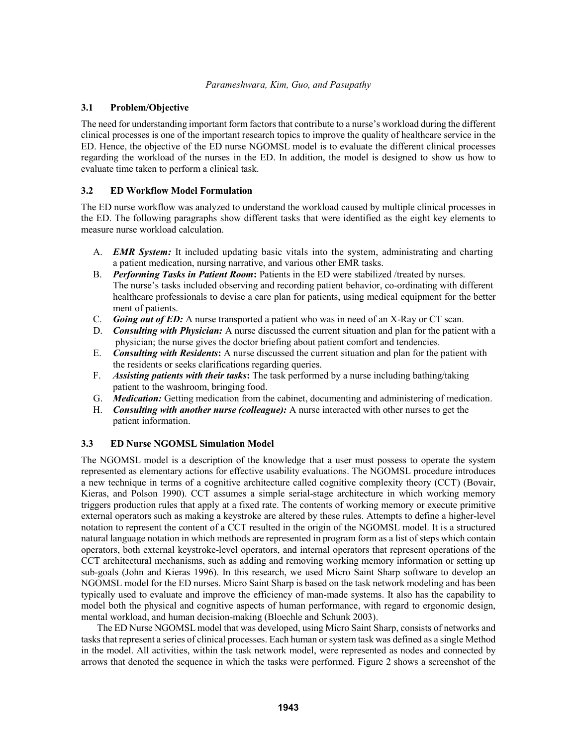### 3.1 Problem/Objective

The need for understanding important form factors that contribute to a nurse's workload during the different clinical processes is one of the important research topics to improve the quality of healthcare service in the ED. Hence, the objective of the ED nurse NGOMSL model is to evaluate the different clinical processes regarding the workload of the nurses in the ED. In addition, the model is designed to show us how to evaluate time taken to perform a clinical task.

### 3.2 ED Workflow Model Formulation

The ED nurse workflow was analyzed to understand the workload caused by multiple clinical processes in the ED. The following paragraphs show different tasks that were identified as the eight key elements to measure nurse workload calculation.

A. ***EMR System:*** It included updating basic vitals into the system, administrating and charting a patient medication, nursing narrative, and various other EMR tasks.
B. ***Performing Tasks in Patient Room*:** Patients in the ED were stabilized /treated by nurses. The nurse's tasks included observing and recording patient behavior, co-ordinating with different healthcare professionals to devise a care plan for patients, using medical equipment for the better ment of patients.
C. ***Going out of ED:*** A nurse transported a patient who was in need of an X-Ray or CT scan.
D. ***Consulting with Physician:*** A nurse discussed the current situation and plan for the patient with a physician; the nurse gives the doctor briefing about patient comfort and tendencies.
E. ***Consulting with Residents*:** A nurse discussed the current situation and plan for the patient with the residents or seeks clarifications regarding queries.
F. ***Assisting patients with their tasks*:** The task performed by a nurse including bathing/taking patient to the washroom, bringing food.
G. ***Medication:*** Getting medication from the cabinet, documenting and administering of medication.
H. ***Consulting with another nurse (colleague):*** A nurse interacted with other nurses to get the patient information.

### 3.3 ED Nurse NGOMSL Simulation Model

The NGOMSL model is a description of the knowledge that a user must possess to operate the system represented as elementary actions for effective usability evaluations. The NGOMSL procedure introduces a new technique in terms of a cognitive architecture called cognitive complexity theory (CCT) (Bovair, Kieras, and Polson 1990). CCT assumes a simple serial-stage architecture in which working memory triggers production rules that apply at a fixed rate. The contents of working memory or execute primitive external operators such as making a keystroke are altered by these rules. Attempts to define a higher-level notation to represent the content of a CCT resulted in the origin of the NGOMSL model. It is a structured natural language notation in which methods are represented in program form as a list of steps which contain operators, both external keystroke-level operators, and internal operators that represent operations of the CCT architectural mechanisms, such as adding and removing working memory information or setting up sub-goals (John and Kieras 1996). In this research, we used Micro Saint Sharp software to develop an NGOMSL model for the ED nurses. Micro Saint Sharp is based on the task network modeling and has been typically used to evaluate and improve the efficiency of man-made systems. It also has the capability to model both the physical and cognitive aspects of human performance, with regard to ergonomic design, mental workload, and human decision-making (Bloechle and Schunk 2003).

The ED Nurse NGOMSL model that was developed, using Micro Saint Sharp, consists of networks and tasks that represent a series of clinical processes. Each human or system task was defined as a single Method in the model. All activities, within the task network model, were represented as nodes and connected by arrows that denoted the sequence in which the tasks were performed. Figure 2 shows a screenshot of the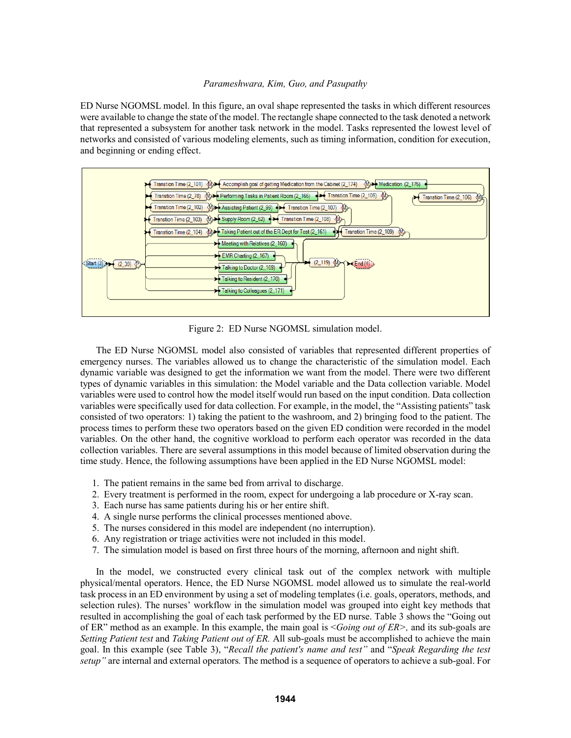ED Nurse NGOMSL model. In this figure, an oval shape represented the tasks in which different resources were available to change the state of the model. The rectangle shape connected to the task denoted a network that represented a subsystem for another task network in the model. Tasks represented the lowest level of networks and consisted of various modeling elements, such as timing information, condition for execution, and beginning or ending effect.

Figure 2: ED Nurse NGOMSL simulation model.

The ED Nurse NGOMSL model also consisted of variables that represented different properties of emergency nurses. The variables allowed us to change the characteristic of the simulation model. Each dynamic variable was designed to get the information we want from the model. There were two different types of dynamic variables in this simulation: the Model variable and the Data collection variable. Model variables were used to control how the model itself would run based on the input condition. Data collection variables were specifically used for data collection. For example, in the model, the "Assisting patients" task consisted of two operators: 1) taking the patient to the washroom, and 2) bringing food to the patient. The process times to perform these two operators based on the given ED condition were recorded in the model variables. On the other hand, the cognitive workload to perform each operator was recorded in the data collection variables. There are several assumptions in this model because of limited observation during the time study. Hence, the following assumptions have been applied in the ED Nurse NGOMSL model:

1. The patient remains in the same bed from arrival to discharge.
2. Every treatment is performed in the room, expect for undergoing a lab procedure or X-ray scan.
3. Each nurse has same patients during his or her entire shift.
4. A single nurse performs the clinical processes mentioned above.
5. The nurses considered in this model are independent (no interruption).
6. Any registration or triage activities were not included in this model.
7. The simulation model is based on first three hours of the morning, afternoon and night shift.

In the model, we constructed every clinical task out of the complex network with multiple physical/mental operators. Hence, the ED Nurse NGOMSL model allowed us to simulate the real-world task process in an ED environment by using a set of modeling templates (i.e. goals, operators, methods, and selection rules). The nurses' workflow in the simulation model was grouped into eight key methods that resulted in accomplishing the goal of each task performed by the ED nurse. Table 3 shows the "Going out of ER" method as an example. In this example, the main goal is *<Going out of ER>,* and its sub-goals are *Setting Patient test* and *Taking Patient out of ER.* All sub-goals must be accomplished to achieve the main goal. In this example (see Table 3), "*Recall the patient's name and test"* and "*Speak Regarding the test setup"* are internal and external operators*.* The method is a sequence of operators to achieve a sub-goal. For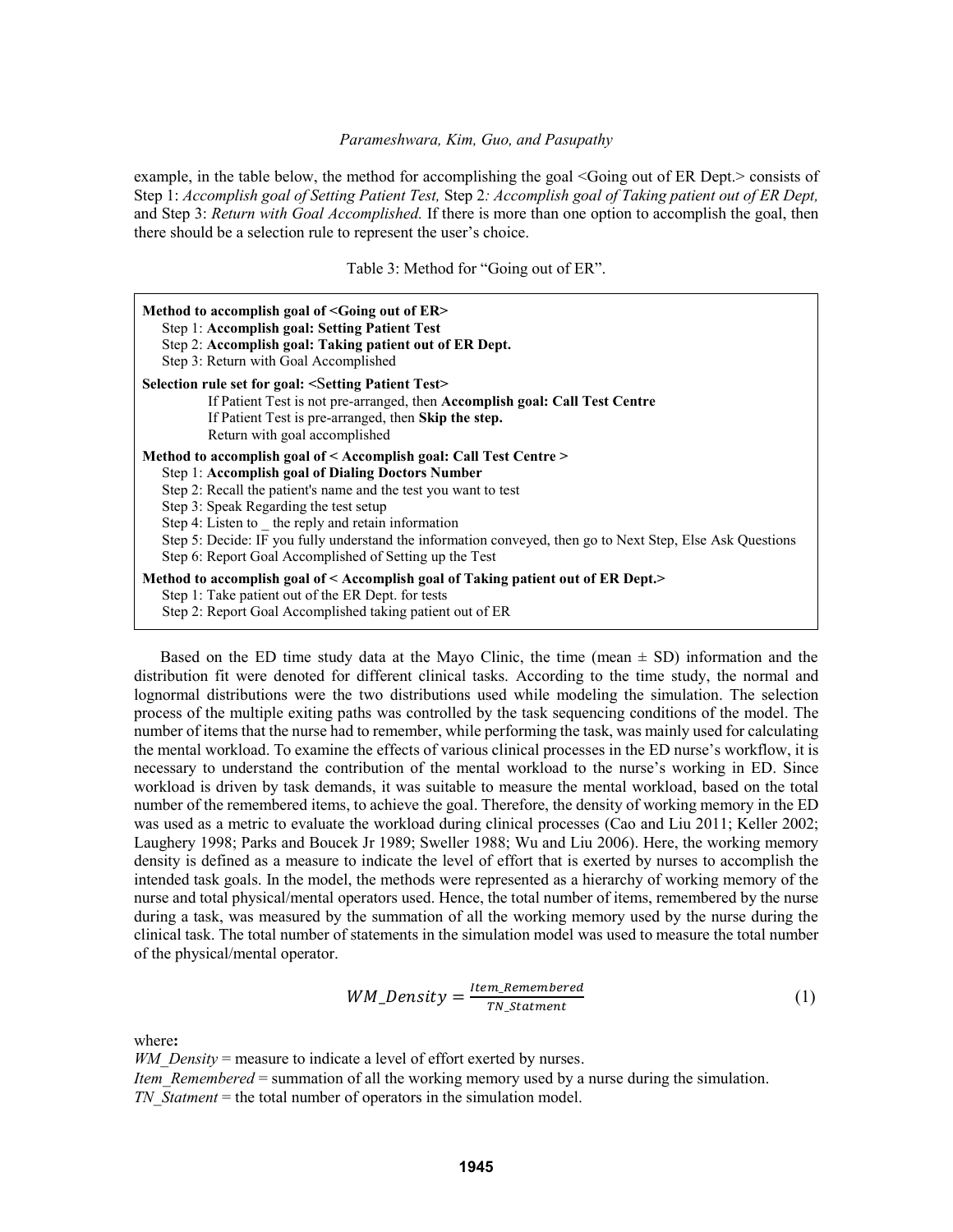example, in the table below, the method for accomplishing the goal <Going out of ER Dept.> consists of Step 1: *Accomplish goal of Setting Patient Test,* Step 2*: Accomplish goal of Taking patient out of ER Dept,* and Step 3: *Return with Goal Accomplished.* If there is more than one option to accomplish the goal, then there should be a selection rule to represent the user's choice.

Table 3: Method for "Going out of ER".

| |
|---|
| **Method to accomplish goal of <Going out of ER>** |
| Step 1: **Accomplish goal: Setting Patient Test** |
| Step 2: **Accomplish goal: Taking patient out of ER Dept.** |
| Step 3: Return with Goal Accomplished |
| **Selection rule set for goal: <Setting Patient Test>** |
| If Patient Test is not pre-arranged, then **Accomplish goal: Call Test Centre** |
| If Patient Test is pre-arranged, then **Skip the step.** |
| Return with goal accomplished |
| **Method to accomplish goal of < Accomplish goal: Call Test Centre >** |
| Step 1: **Accomplish goal of Dialing Doctors Number** |
| Step 2: Recall the patient's name and the test you want to test |
| Step 3: Speak Regarding the test setup |
| Step 4: Listen to _ the reply and retain information |
| Step 5: Decide: IF you fully understand the information conveyed, then go to Next Step, Else Ask Questions |
| Step 6: Report Goal Accomplished of Setting up the Test |
| **Method to accomplish goal of < Accomplish goal of Taking patient out of ER Dept.>** |
| Step 1: Take patient out of the ER Dept. for tests |
| Step 2: Report Goal Accomplished taking patient out of ER |

Based on the ED time study data at the Mayo Clinic, the time (mean ± SD) information and the distribution fit were denoted for different clinical tasks. According to the time study, the normal and lognormal distributions were the two distributions used while modeling the simulation. The selection process of the multiple exiting paths was controlled by the task sequencing conditions of the model. The number of items that the nurse had to remember, while performing the task, was mainly used for calculating the mental workload. To examine the effects of various clinical processes in the ED nurse's workflow, it is necessary to understand the contribution of the mental workload to the nurse's working in ED. Since workload is driven by task demands, it was suitable to measure the mental workload, based on the total number of the remembered items, to achieve the goal. Therefore, the density of working memory in the ED was used as a metric to evaluate the workload during clinical processes (Cao and Liu 2011; Keller 2002; Laughery 1998; Parks and Boucek Jr 1989; Sweller 1988; Wu and Liu 2006). Here, the working memory density is defined as a measure to indicate the level of effort that is exerted by nurses to accomplish the intended task goals. In the model, the methods were represented as a hierarchy of working memory of the nurse and total physical/mental operators used. Hence, the total number of items, remembered by the nurse during a task, was measured by the summation of all the working memory used by the nurse during the clinical task. The total number of statements in the simulation model was used to measure the total number of the physical/mental operator.

$$WM\_Density = \frac{Item\_Remembered}{TN\_Statment} \tag{1}$$

where**:**

*WM_Density* = measure to indicate a level of effort exerted by nurses.
*Item_Remembered* = summation of all the working memory used by a nurse during the simulation.
*TN_Statment* = the total number of operators in the simulation model.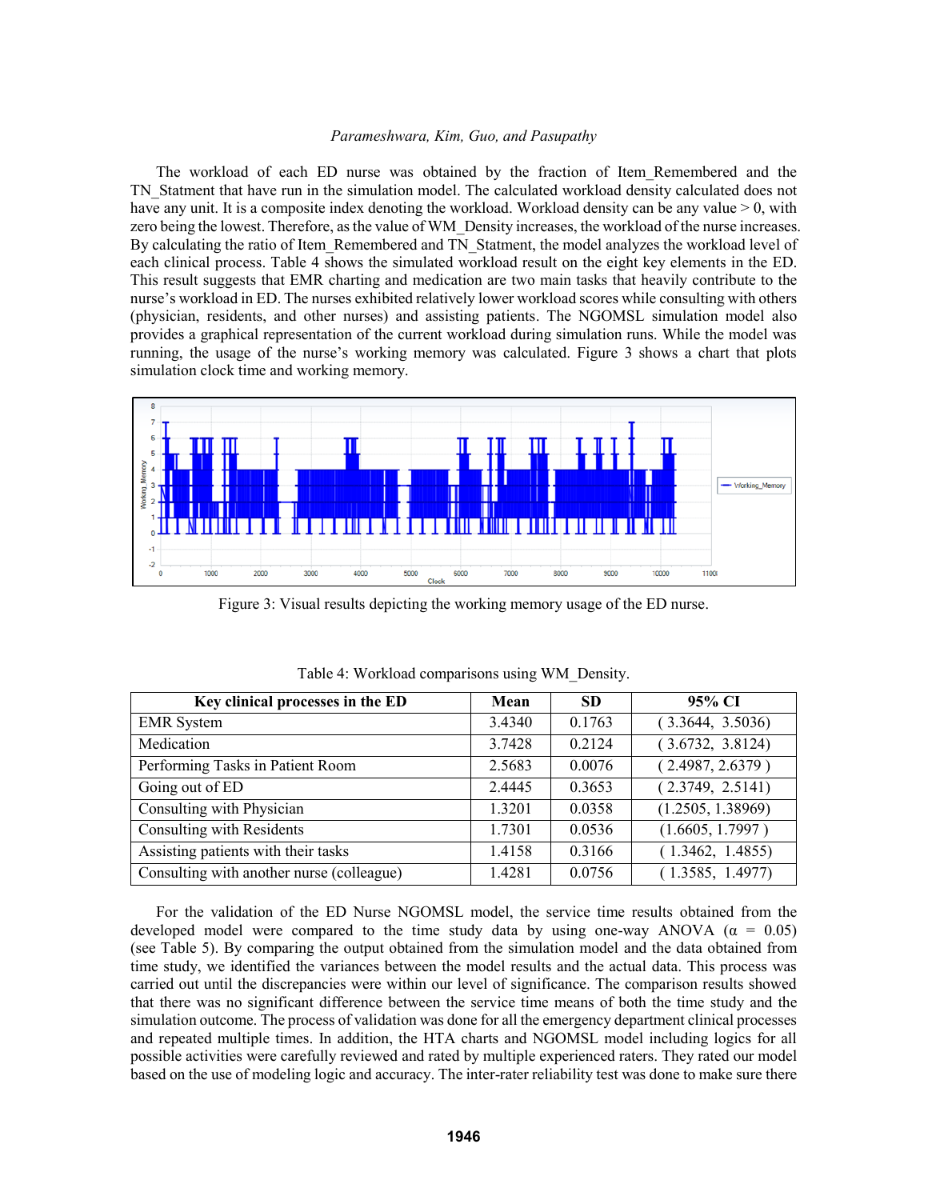The workload of each ED nurse was obtained by the fraction of Item_Remembered and the TN_Statment that have run in the simulation model. The calculated workload density calculated does not have any unit. It is a composite index denoting the workload. Workload density can be any value > 0, with zero being the lowest. Therefore, as the value of WM_Density increases, the workload of the nurse increases. By calculating the ratio of Item_Remembered and TN_Statment, the model analyzes the workload level of each clinical process. Table 4 shows the simulated workload result on the eight key elements in the ED. This result suggests that EMR charting and medication are two main tasks that heavily contribute to the nurse's workload in ED. The nurses exhibited relatively lower workload scores while consulting with others (physician, residents, and other nurses) and assisting patients. The NGOMSL simulation model also provides a graphical representation of the current workload during simulation runs. While the model was running, the usage of the nurse's working memory was calculated. Figure 3 shows a chart that plots simulation clock time and working memory.

Figure 3: Visual results depicting the working memory usage of the ED nurse.

Table 4: Workload comparisons using WM_Density.

| Key clinical processes in the ED | Mean | SD | 95% CI |
|---|---|---|---|
| EMR System | 3.4340 | 0.1763 | ( 3.3644, 3.5036) |
| Medication | 3.7428 | 0.2124 | ( 3.6732, 3.8124) |
| Performing Tasks in Patient Room | 2.5683 | 0.0076 | ( 2.4987, 2.6379 ) |
| Going out of ED | 2.4445 | 0.3653 | ( 2.3749, 2.5141) |
| Consulting with Physician | 1.3201 | 0.0358 | (1.2505, 1.38969) |
| Consulting with Residents | 1.7301 | 0.0536 | (1.6605, 1.7997 ) |
| Assisting patients with their tasks | 1.4158 | 0.3166 | ( 1.3462, 1.4855) |
| Consulting with another nurse (colleague) | 1.4281 | 0.0756 | ( 1.3585, 1.4977) |

For the validation of the ED Nurse NGOMSL model, the service time results obtained from the developed model were compared to the time study data by using one-way ANOVA ($\alpha$ = 0.05) (see Table 5). By comparing the output obtained from the simulation model and the data obtained from time study, we identified the variances between the model results and the actual data. This process was carried out until the discrepancies were within our level of significance. The comparison results showed that there was no significant difference between the service time means of both the time study and the simulation outcome. The process of validation was done for all the emergency department clinical processes and repeated multiple times. In addition, the HTA charts and NGOMSL model including logics for all possible activities were carefully reviewed and rated by multiple experienced raters. They rated our model based on the use of modeling logic and accuracy. The inter-rater reliability test was done to make sure there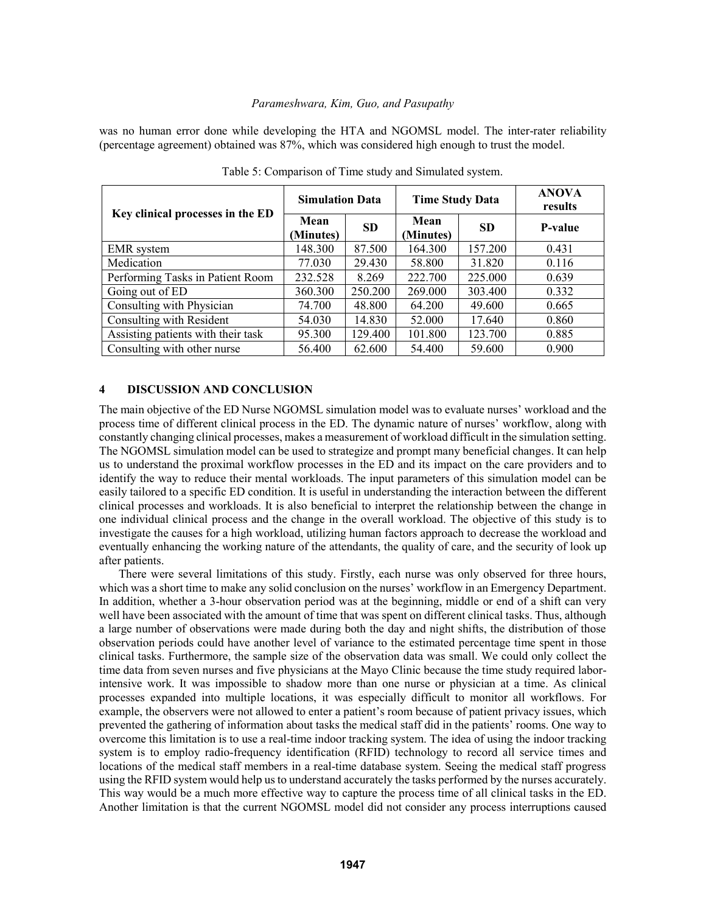was no human error done while developing the HTA and NGOMSL model. The inter-rater reliability (percentage agreement) obtained was 87%, which was considered high enough to trust the model.

Table 5: Comparison of Time study and Simulated system.

| Key clinical processes in the ED | Simulation Data | | Time Study Data | | ANOVA results |
|---|---|---|---|---|---|
| | Mean (Minutes) | SD | Mean (Minutes) | SD | P-value |
| EMR system | 148.300 | 87.500 | 164.300 | 157.200 | 0.431 |
| Medication | 77.030 | 29.430 | 58.800 | 31.820 | 0.116 |
| Performing Tasks in Patient Room | 232.528 | 8.269 | 222.700 | 225.000 | 0.639 |
| Going out of ED | 360.300 | 250.200 | 269.000 | 303.400 | 0.332 |
| Consulting with Physician | 74.700 | 48.800 | 64.200 | 49.600 | 0.665 |
| Consulting with Resident | 54.030 | 14.830 | 52.000 | 17.640 | 0.860 |
| Assisting patients with their task | 95.300 | 129.400 | 101.800 | 123.700 | 0.885 |
| Consulting with other nurse | 56.400 | 62.600 | 54.400 | 59.600 | 0.900 |

## 4 DISCUSSION AND CONCLUSION

The main objective of the ED Nurse NGOMSL simulation model was to evaluate nurses' workload and the process time of different clinical process in the ED. The dynamic nature of nurses' workflow, along with constantly changing clinical processes, makes a measurement of workload difficult in the simulation setting. The NGOMSL simulation model can be used to strategize and prompt many beneficial changes. It can help us to understand the proximal workflow processes in the ED and its impact on the care providers and to identify the way to reduce their mental workloads. The input parameters of this simulation model can be easily tailored to a specific ED condition. It is useful in understanding the interaction between the different clinical processes and workloads. It is also beneficial to interpret the relationship between the change in one individual clinical process and the change in the overall workload. The objective of this study is to investigate the causes for a high workload, utilizing human factors approach to decrease the workload and eventually enhancing the working nature of the attendants, the quality of care, and the security of look up after patients.

There were several limitations of this study. Firstly, each nurse was only observed for three hours, which was a short time to make any solid conclusion on the nurses' workflow in an Emergency Department. In addition, whether a 3-hour observation period was at the beginning, middle or end of a shift can very well have been associated with the amount of time that was spent on different clinical tasks. Thus, although a large number of observations were made during both the day and night shifts, the distribution of those observation periods could have another level of variance to the estimated percentage time spent in those clinical tasks. Furthermore, the sample size of the observation data was small. We could only collect the time data from seven nurses and five physicians at the Mayo Clinic because the time study required labor-intensive work. It was impossible to shadow more than one nurse or physician at a time. As clinical processes expanded into multiple locations, it was especially difficult to monitor all workflows. For example, the observers were not allowed to enter a patient's room because of patient privacy issues, which prevented the gathering of information about tasks the medical staff did in the patients' rooms. One way to overcome this limitation is to use a real-time indoor tracking system. The idea of using the indoor tracking system is to employ radio-frequency identification (RFID) technology to record all service times and locations of the medical staff members in a real-time database system. Seeing the medical staff progress using the RFID system would help us to understand accurately the tasks performed by the nurses accurately. This way would be a much more effective way to capture the process time of all clinical tasks in the ED. Another limitation is that the current NGOMSL model did not consider any process interruptions caused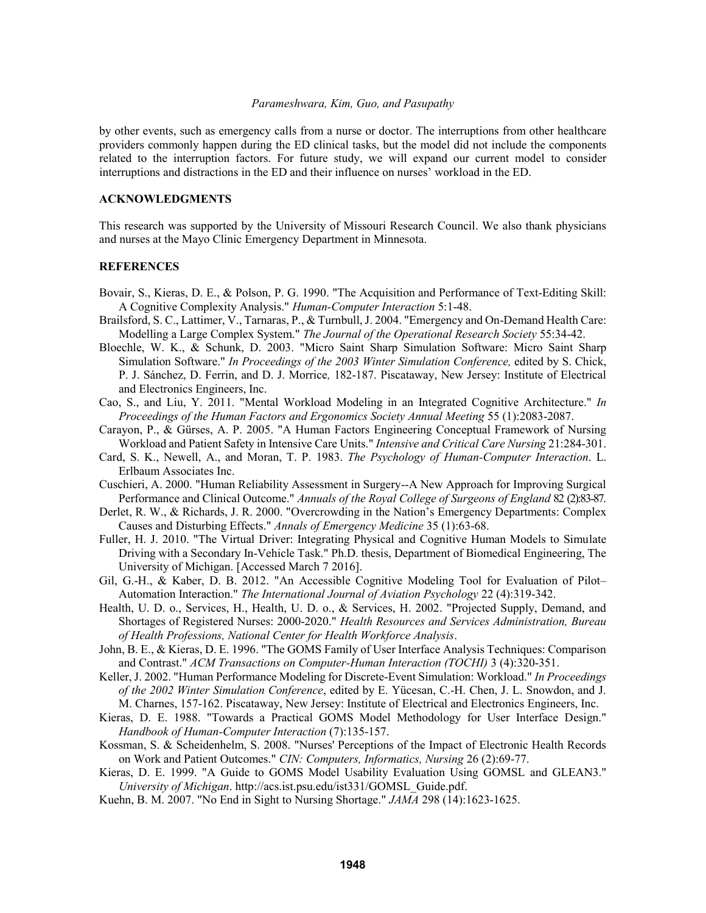by other events, such as emergency calls from a nurse or doctor. The interruptions from other healthcare providers commonly happen during the ED clinical tasks, but the model did not include the components related to the interruption factors. For future study, we will expand our current model to consider interruptions and distractions in the ED and their influence on nurses' workload in the ED.

## ACKNOWLEDGMENTS

This research was supported by the University of Missouri Research Council. We also thank physicians and nurses at the Mayo Clinic Emergency Department in Minnesota.

## REFERENCES

Bovair, S., Kieras, D. E., & Polson, P. G. 1990. "The Acquisition and Performance of Text-Editing Skill: A Cognitive Complexity Analysis." *Human-Computer Interaction* 5:1-48.

Brailsford, S. C., Lattimer, V., Tarnaras, P., & Turnbull, J. 2004. "Emergency and On-Demand Health Care: Modelling a Large Complex System." *The Journal of the Operational Research Society* 55:34-42.

Bloechle, W. K., & Schunk, D. 2003. "Micro Saint Sharp Simulation Software: Micro Saint Sharp Simulation Software." *In Proceedings of the 2003 Winter Simulation Conference,* edited by S. Chick, P. J. Sánchez, D. Ferrin, and D. J. Morrice*,* 182-187. Piscataway, New Jersey: Institute of Electrical and Electronics Engineers, Inc.

Cao, S., and Liu, Y. 2011. "Mental Workload Modeling in an Integrated Cognitive Architecture." *In Proceedings of the Human Factors and Ergonomics Society Annual Meeting* 55 (1):2083-2087.

Carayon, P., & Gürses, A. P. 2005. "A Human Factors Engineering Conceptual Framework of Nursing Workload and Patient Safety in Intensive Care Units." *Intensive and Critical Care Nursing* 21:284-301.

Card, S. K., Newell, A., and Moran, T. P. 1983. *The Psychology of Human-Computer Interaction*. L. Erlbaum Associates Inc.

Cuschieri, A. 2000. "Human Reliability Assessment in Surgery--A New Approach for Improving Surgical Performance and Clinical Outcome." *Annuals of the Royal College of Surgeons of England* 82 (2):83-87.

Derlet, R. W., & Richards, J. R. 2000. "Overcrowding in the Nation's Emergency Departments: Complex Causes and Disturbing Effects." *Annals of Emergency Medicine* 35 (1):63-68.

Fuller, H. J. 2010. "The Virtual Driver: Integrating Physical and Cognitive Human Models to Simulate Driving with a Secondary In-Vehicle Task." Ph.D. thesis, Department of Biomedical Engineering, The University of Michigan. [Accessed March 7 2016].

Gil, G.-H., & Kaber, D. B. 2012. "An Accessible Cognitive Modeling Tool for Evaluation of Pilot–Automation Interaction." *The International Journal of Aviation Psychology* 22 (4):319-342.

Health, U. D. o., Services, H., Health, U. D. o., & Services, H. 2002. "Projected Supply, Demand, and Shortages of Registered Nurses: 2000-2020." *Health Resources and Services Administration, Bureau of Health Professions, National Center for Health Workforce Analysis*.

John, B. E., & Kieras, D. E. 1996. "The GOMS Family of User Interface Analysis Techniques: Comparison and Contrast." *ACM Transactions on Computer-Human Interaction (TOCHI)* 3 (4):320-351.

Keller, J. 2002. "Human Performance Modeling for Discrete-Event Simulation: Workload." *In Proceedings of the 2002 Winter Simulation Conference*, edited by E. Yücesan, C.-H. Chen, J. L. Snowdon, and J. M. Charnes, 157-162. Piscataway, New Jersey: Institute of Electrical and Electronics Engineers, Inc.

Kieras, D. E. 1988. "Towards a Practical GOMS Model Methodology for User Interface Design." *Handbook of Human-Computer Interaction* (7):135-157.

Kossman, S. & Scheidenhelm, S. 2008. "Nurses' Perceptions of the Impact of Electronic Health Records on Work and Patient Outcomes." *CIN: Computers, Informatics, Nursing* 26 (2):69-77.

Kieras, D. E. 1999. "A Guide to GOMS Model Usability Evaluation Using GOMSL and GLEAN3." *University of Michigan*. http://acs.ist.psu.edu/ist331/GOMSL_Guide.pdf.

Kuehn, B. M. 2007. "No End in Sight to Nursing Shortage." *JAMA* 298 (14):1623-1625.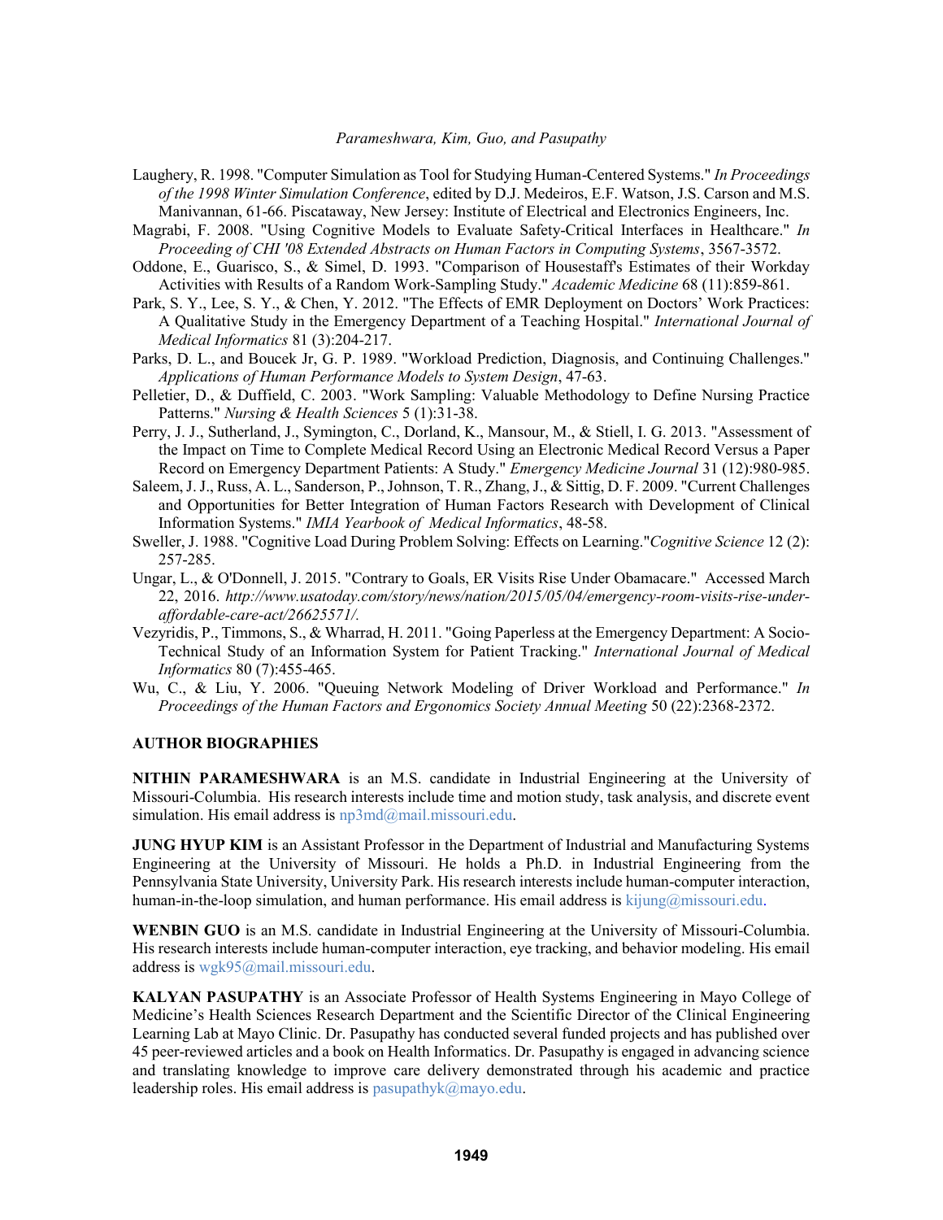Laughery, R. 1998. "Computer Simulation as Tool for Studying Human-Centered Systems." *In Proceedings of the 1998 Winter Simulation Conference*, edited by D.J. Medeiros, E.F. Watson, J.S. Carson and M.S. Manivannan, 61-66. Piscataway, New Jersey: Institute of Electrical and Electronics Engineers, Inc.

Magrabi, F. 2008. "Using Cognitive Models to Evaluate Safety-Critical Interfaces in Healthcare." *In Proceeding of CHI '08 Extended Abstracts on Human Factors in Computing Systems*, 3567-3572.

Oddone, E., Guarisco, S., & Simel, D. 1993. "Comparison of Housestaff's Estimates of their Workday Activities with Results of a Random Work-Sampling Study." *Academic Medicine* 68 (11):859-861.

Park, S. Y., Lee, S. Y., & Chen, Y. 2012. "The Effects of EMR Deployment on Doctors' Work Practices: A Qualitative Study in the Emergency Department of a Teaching Hospital." *International Journal of Medical Informatics* 81 (3):204-217.

Parks, D. L., and Boucek Jr, G. P. 1989. "Workload Prediction, Diagnosis, and Continuing Challenges." *Applications of Human Performance Models to System Design*, 47-63.

Pelletier, D., & Duffield, C. 2003. "Work Sampling: Valuable Methodology to Define Nursing Practice Patterns." *Nursing & Health Sciences* 5 (1):31-38.

Perry, J. J., Sutherland, J., Symington, C., Dorland, K., Mansour, M., & Stiell, I. G. 2013. "Assessment of the Impact on Time to Complete Medical Record Using an Electronic Medical Record Versus a Paper Record on Emergency Department Patients: A Study." *Emergency Medicine Journal* 31 (12):980-985.

Saleem, J. J., Russ, A. L., Sanderson, P., Johnson, T. R., Zhang, J., & Sittig, D. F. 2009. "Current Challenges and Opportunities for Better Integration of Human Factors Research with Development of Clinical Information Systems." *IMIA Yearbook of Medical Informatics*, 48-58.

Sweller, J. 1988. "Cognitive Load During Problem Solving: Effects on Learning."*Cognitive Science* 12 (2): 257-285.

Ungar, L., & O'Donnell, J. 2015. "Contrary to Goals, ER Visits Rise Under Obamacare." Accessed March 22, 2016. *http://www.usatoday.com/story/news/nation/2015/05/04/emergency-room-visits-rise-under-affordable-care-act/26625571/.*

Vezyridis, P., Timmons, S., & Wharrad, H. 2011. "Going Paperless at the Emergency Department: A Socio-Technical Study of an Information System for Patient Tracking." *International Journal of Medical Informatics* 80 (7):455-465.

Wu, C., & Liu, Y. 2006. "Queuing Network Modeling of Driver Workload and Performance." *In Proceedings of the Human Factors and Ergonomics Society Annual Meeting* 50 (22):2368-2372.

## AUTHOR BIOGRAPHIES

**NITHIN PARAMESHWARA** is an M.S. candidate in Industrial Engineering at the University of Missouri-Columbia. His research interests include time and motion study, task analysis, and discrete event simulation. His email address is np3md@mail.missouri.edu.

**JUNG HYUP KIM** is an Assistant Professor in the Department of Industrial and Manufacturing Systems Engineering at the University of Missouri. He holds a Ph.D. in Industrial Engineering from the Pennsylvania State University, University Park. His research interests include human-computer interaction, human-in-the-loop simulation, and human performance. His email address is kijung@missouri.edu.

**WENBIN GUO** is an M.S. candidate in Industrial Engineering at the University of Missouri-Columbia. His research interests include human-computer interaction, eye tracking, and behavior modeling. His email address is wgk95@mail.missouri.edu.

**KALYAN PASUPATHY** is an Associate Professor of Health Systems Engineering in Mayo College of Medicine's Health Sciences Research Department and the Scientific Director of the Clinical Engineering Learning Lab at Mayo Clinic. Dr. Pasupathy has conducted several funded projects and has published over 45 peer-reviewed articles and a book on Health Informatics. Dr. Pasupathy is engaged in advancing science and translating knowledge to improve care delivery demonstrated through his academic and practice leadership roles. His email address is pasupathyk@mayo.edu.